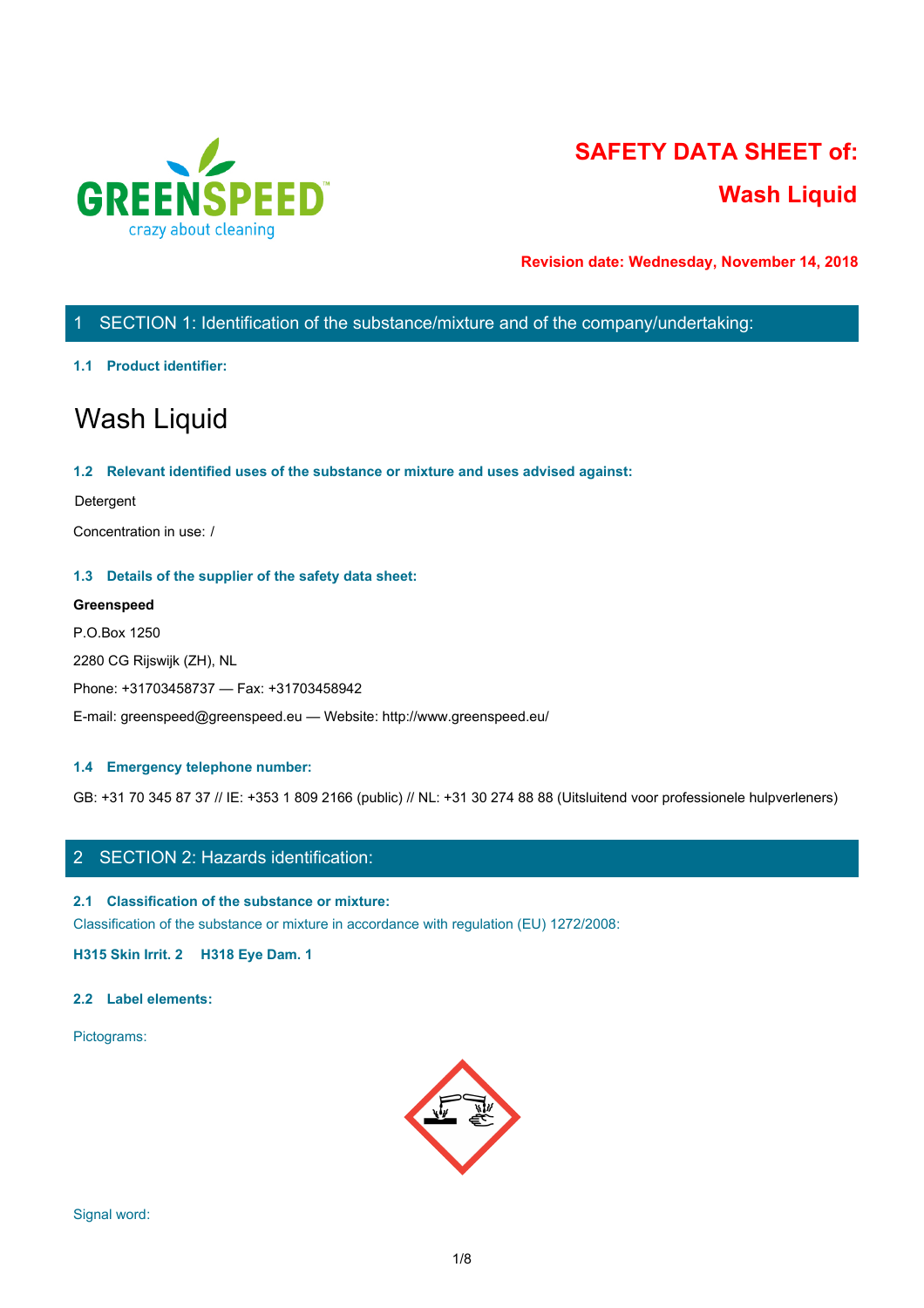# SAFETY DATA SHEET of:

# Wash Liquid

**Revision date: Wednesday, November 14, 2018**

## 1 SECTION 1: Identification of the substance/mixture and of the company/undertaking:

### 1.1 Product identifier:

# Wash Liquid

### 1.2 Relevant identified uses of the substance or mixture and uses advised against:

Detergent

Concentration in use: /

### 1.3 Details of the supplier of the safety data sheet:

**Greenspeed**

P.O.Box 1250

2280 CG Rijswijk (ZH), NL

Phone: +31703458737 — Fax: +31703458942

E-mail: greenspeed@greenspeed.eu — Website: http://www.greenspeed.eu/

### 1.4 Emergency telephone number:

GB: +31 70 345 87 37 // IE: +353 1 809 2166 (public) // NL: +31 30 274 88 88 (Uitsluitend voor professionele hulpverleners)

## 2 SECTION 2: Hazards identification:

### 2.1 Classification of the substance or mixture:

Classification of the substance or mixture in accordance with regulation (EU) 1272/2008:

**H315 Skin Irrit. 2 H318 Eye Dam. 1**

### 2.2 Label elements:

Pictograms:

Signal word: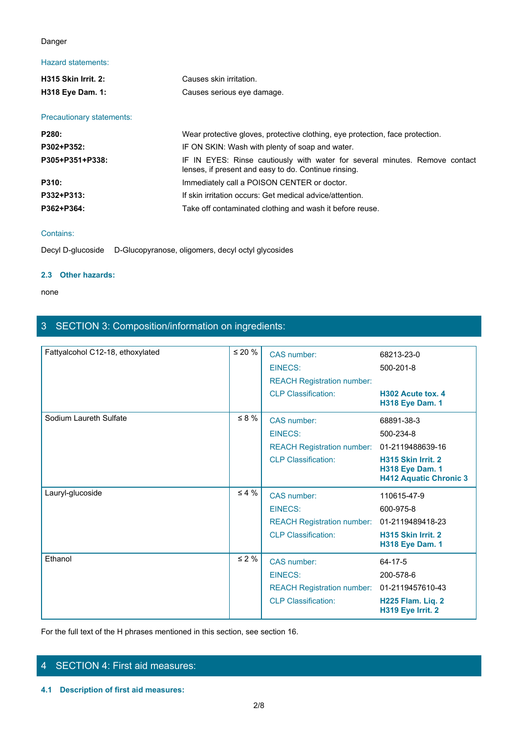Danger

Hazard statements:

| | |
|---|---|
| **H315 Skin Irrit. 2:** | Causes skin irritation. |
| **H318 Eye Dam. 1:** | Causes serious eye damage. |

Precautionary statements:

| | |
|---|---|
| **P280:** | Wear protective gloves, protective clothing, eye protection, face protection. |
| **P302+P352:** | IF ON SKIN: Wash with plenty of soap and water. |
| **P305+P351+P338:** | IF IN EYES: Rinse cautiously with water for several minutes. Remove contact lenses, if present and easy to do. Continue rinsing. |
| **P310:** | Immediately call a POISON CENTER or doctor. |
| **P332+P313:** | If skin irritation occurs: Get medical advice/attention. |
| **P362+P364:** | Take off contaminated clothing and wash it before reuse. |

Contains:

Decyl D-glucoside    D-Glucopyranose, oligomers, decyl octyl glycosides

### 2.3 Other hazards:

none

## 3 SECTION 3: Composition/information on ingredients:

| Ingredient | Concentration | | |
|---|---|---|---|
| Fattyalcohol C12-18, ethoxylated | ≤ 20 % | CAS number: | 68213-23-0 |
| | | EINECS: | 500-201-8 |
| | | REACH Registration number: | |
| | | CLP Classification: | **H302 Acute tox. 4**<br>**H318 Eye Dam. 1** |
| Sodium Laureth Sulfate | ≤ 8 % | CAS number: | 68891-38-3 |
| | | EINECS: | 500-234-8 |
| | | REACH Registration number: | 01-2119488639-16 |
| | | CLP Classification: | **H315 Skin Irrit. 2**<br>**H318 Eye Dam. 1**<br>**H412 Aquatic Chronic 3** |
| Lauryl-glucoside | ≤ 4 % | CAS number: | 110615-47-9 |
| | | EINECS: | 600-975-8 |
| | | REACH Registration number: | 01-2119489418-23 |
| | | CLP Classification: | **H315 Skin Irrit. 2**<br>**H318 Eye Dam. 1** |
| Ethanol | ≤ 2 % | CAS number: | 64-17-5 |
| | | EINECS: | 200-578-6 |
| | | REACH Registration number: | 01-2119457610-43 |
| | | CLP Classification: | **H225 Flam. Liq. 2**<br>**H319 Eye Irrit. 2** |

For the full text of the H phrases mentioned in this section, see section 16.

## 4 SECTION 4: First aid measures:

### 4.1 Description of first aid measures: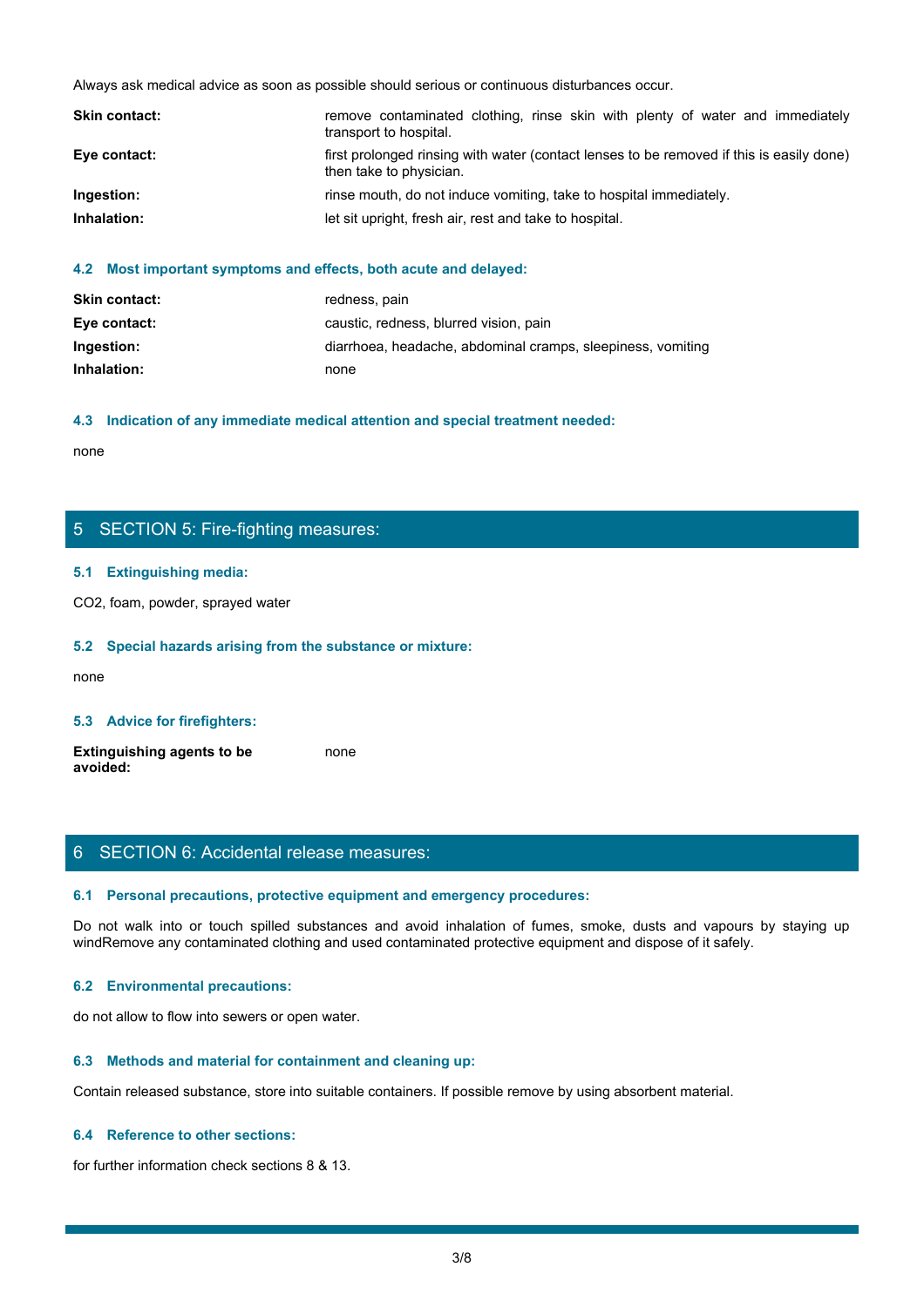Always ask medical advice as soon as possible should serious or continuous disturbances occur.

| | |
|---|---|
| **Skin contact:** | remove contaminated clothing, rinse skin with plenty of water and immediately transport to hospital. |
| **Eye contact:** | first prolonged rinsing with water (contact lenses to be removed if this is easily done) then take to physician. |
| **Ingestion:** | rinse mouth, do not induce vomiting, take to hospital immediately. |
| **Inhalation:** | let sit upright, fresh air, rest and take to hospital. |

### 4.2 Most important symptoms and effects, both acute and delayed:

| | |
|---|---|
| **Skin contact:** | redness, pain |
| **Eye contact:** | caustic, redness, blurred vision, pain |
| **Ingestion:** | diarrhoea, headache, abdominal cramps, sleepiness, vomiting |
| **Inhalation:** | none |

### 4.3 Indication of any immediate medical attention and special treatment needed:

none

## 5 SECTION 5: Fire-fighting measures:

### 5.1 Extinguishing media:

$CO_2$, foam, powder, sprayed water

### 5.2 Special hazards arising from the substance or mixture:

none

### 5.3 Advice for firefighters:

| | |
|---|---|
| **Extinguishing agents to be avoided:** | none |

## 6 SECTION 6: Accidental release measures:

### 6.1 Personal precautions, protective equipment and emergency procedures:

Do not walk into or touch spilled substances and avoid inhalation of fumes, smoke, dusts and vapours by staying up windRemove any contaminated clothing and used contaminated protective equipment and dispose of it safely.

### 6.2 Environmental precautions:

do not allow to flow into sewers or open water.

### 6.3 Methods and material for containment and cleaning up:

Contain released substance, store into suitable containers. If possible remove by using absorbent material.

### 6.4 Reference to other sections:

for further information check sections 8 & 13.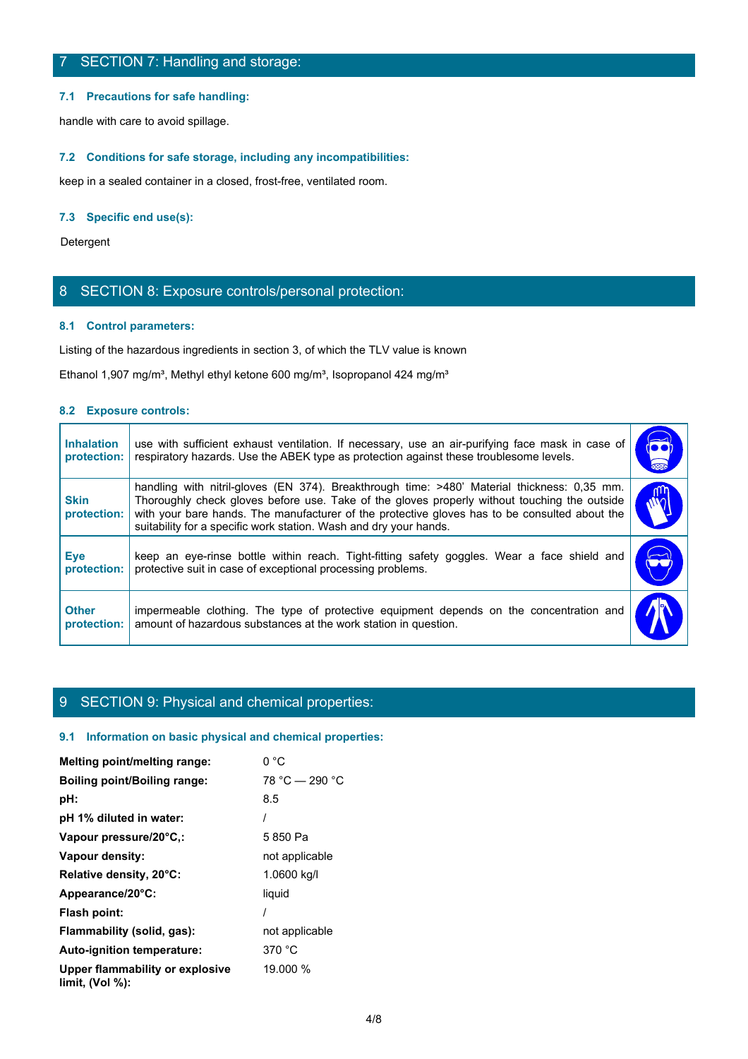## 7 SECTION 7: Handling and storage:

### 7.1 Precautions for safe handling:

handle with care to avoid spillage.

### 7.2 Conditions for safe storage, including any incompatibilities:

keep in a sealed container in a closed, frost-free, ventilated room.

### 7.3 Specific end use(s):

Detergent

## 8 SECTION 8: Exposure controls/personal protection:

### 8.1 Control parameters:

Listing of the hazardous ingredients in section 3, of which the TLV value is known

Ethanol 1,907 mg/m³, Methyl ethyl ketone 600 mg/m³, Isopropanol 424 mg/m³

### 8.2 Exposure controls:

| | |
|---|---|
| **Inhalation protection:** | use with sufficient exhaust ventilation. If necessary, use an air-purifying face mask in case of respiratory hazards. Use the ABEK type as protection against these troublesome levels. |
| **Skin protection:** | handling with nitril-gloves (EN 374). Breakthrough time: >480' Material thickness: 0,35 mm. Thoroughly check gloves before use. Take of the gloves properly without touching the outside with your bare hands. The manufacturer of the protective gloves has to be consulted about the suitability for a specific work station. Wash and dry your hands. |
| **Eye protection:** | keep an eye-rinse bottle within reach. Tight-fitting safety goggles. Wear a face shield and protective suit in case of exceptional processing problems. |
| **Other protection:** | impermeable clothing. The type of protective equipment depends on the concentration and amount of hazardous substances at the work station in question. |

## 9 SECTION 9: Physical and chemical properties:

### 9.1 Information on basic physical and chemical properties:

| | |
|---|---|
| **Melting point/melting range:** | 0 °C |
| **Boiling point/Boiling range:** | 78 °C — 290 °C |
| **pH:** | 8.5 |
| **pH 1% diluted in water:** | / |
| **Vapour pressure/20°C,:** | 5 850 Pa |
| **Vapour density:** | not applicable |
| **Relative density, 20°C:** | 1.0600 kg/l |
| **Appearance/20°C:** | liquid |
| **Flash point:** | / |
| **Flammability (solid, gas):** | not applicable |
| **Auto-ignition temperature:** | 370 °C |
| **Upper flammability or explosive limit, (Vol %):** | 19.000 % |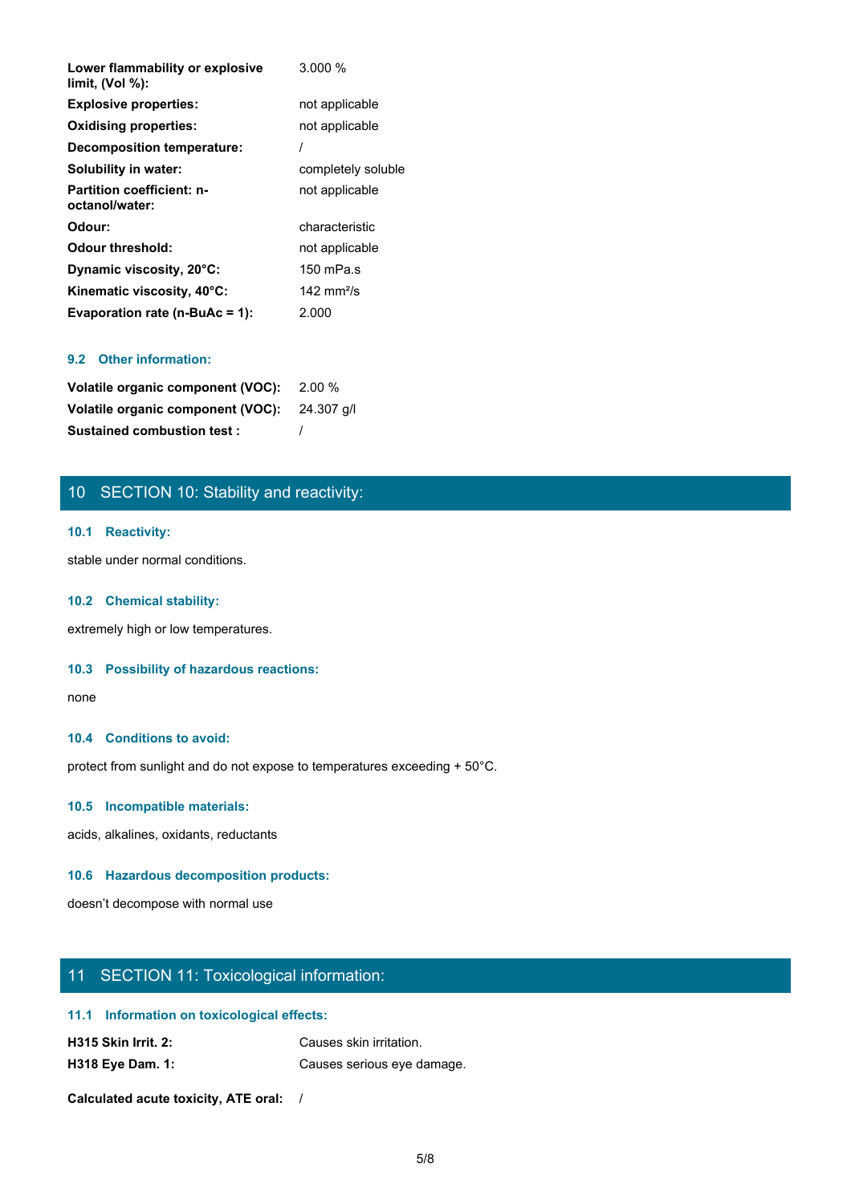| | |
|---|---|
| **Lower flammability or explosive limit, (Vol %):** | 3.000 % |
| **Explosive properties:** | not applicable |
| **Oxidising properties:** | not applicable |
| **Decomposition temperature:** | / |
| **Solubility in water:** | completely soluble |
| **Partition coefficient: n-octanol/water:** | not applicable |
| **Odour:** | characteristic |
| **Odour threshold:** | not applicable |
| **Dynamic viscosity, 20°C:** | 150 mPa.s |
| **Kinematic viscosity, 40°C:** | 142 $mm^2/s$ |
| **Evaporation rate (n-BuAc = 1):** | 2.000 |

### 9.2 Other information:

| | |
|---|---|
| **Volatile organic component (VOC):** | 2.00 % |
| **Volatile organic component (VOC):** | 24.307 g/l |
| **Sustained combustion test :** | / |

## 10 SECTION 10: Stability and reactivity:

### 10.1 Reactivity:

stable under normal conditions.

### 10.2 Chemical stability:

extremely high or low temperatures.

### 10.3 Possibility of hazardous reactions:

none

### 10.4 Conditions to avoid:

protect from sunlight and do not expose to temperatures exceeding + 50°C.

### 10.5 Incompatible materials:

acids, alkalines, oxidants, reductants

### 10.6 Hazardous decomposition products:

doesn't decompose with normal use

## 11 SECTION 11: Toxicological information:

### 11.1 Information on toxicological effects:

| | |
|---|---|
| **H315 Skin Irrit. 2:** | Causes skin irritation. |
| **H318 Eye Dam. 1:** | Causes serious eye damage. |

**Calculated acute toxicity, ATE oral:** /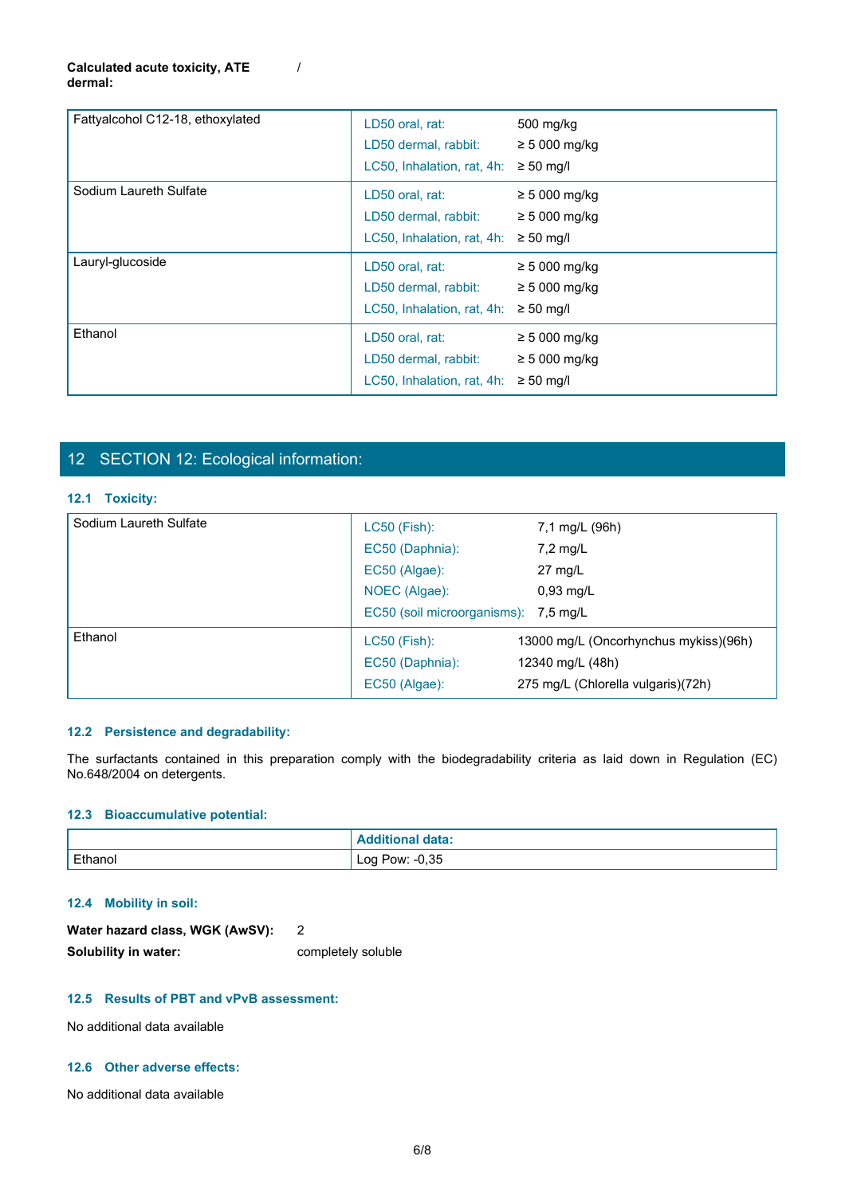**Calculated acute toxicity, ATE dermal:** /

| | | |
|---|---|---|
| Fattyalcohol C12-18, ethoxylated | LD50 oral, rat:<br>LD50 dermal, rabbit:<br>LC50, Inhalation, rat, 4h: | 500 mg/kg<br>≥ 5 000 mg/kg<br>≥ 50 mg/l |
| Sodium Laureth Sulfate | LD50 oral, rat:<br>LD50 dermal, rabbit:<br>LC50, Inhalation, rat, 4h: | ≥ 5 000 mg/kg<br>≥ 5 000 mg/kg<br>≥ 50 mg/l |
| Lauryl-glucoside | LD50 oral, rat:<br>LD50 dermal, rabbit:<br>LC50, Inhalation, rat, 4h: | ≥ 5 000 mg/kg<br>≥ 5 000 mg/kg<br>≥ 50 mg/l |
| Ethanol | LD50 oral, rat:<br>LD50 dermal, rabbit:<br>LC50, Inhalation, rat, 4h: | ≥ 5 000 mg/kg<br>≥ 5 000 mg/kg<br>≥ 50 mg/l |

## 12 SECTION 12: Ecological information:

### 12.1 Toxicity:

| | | |
|---|---|---|
| Sodium Laureth Sulfate | LC50 (Fish):<br>EC50 (Daphnia):<br>EC50 (Algae):<br>NOEC (Algae):<br>EC50 (soil microorganisms): | 7,1 mg/L (96h)<br>7,2 mg/L<br>27 mg/L<br>0,93 mg/L<br>7,5 mg/L |
| Ethanol | LC50 (Fish):<br>EC50 (Daphnia):<br>EC50 (Algae): | 13000 mg/L (Oncorhynchus mykiss)(96h)<br>12340 mg/L (48h)<br>275 mg/L (Chlorella vulgaris)(72h) |

### 12.2 Persistence and degradability:

The surfactants contained in this preparation comply with the biodegradability criteria as laid down in Regulation (EC) No.648/2004 on detergents.

### 12.3 Bioaccumulative potential:

| | Additional data: |
|---|---|
| Ethanol | Log Pow: -0,35 |

### 12.4 Mobility in soil:

**Water hazard class, WGK (AwSV):** 2

**Solubility in water:** completely soluble

### 12.5 Results of PBT and vPvB assessment:

No additional data available

### 12.6 Other adverse effects:

No additional data available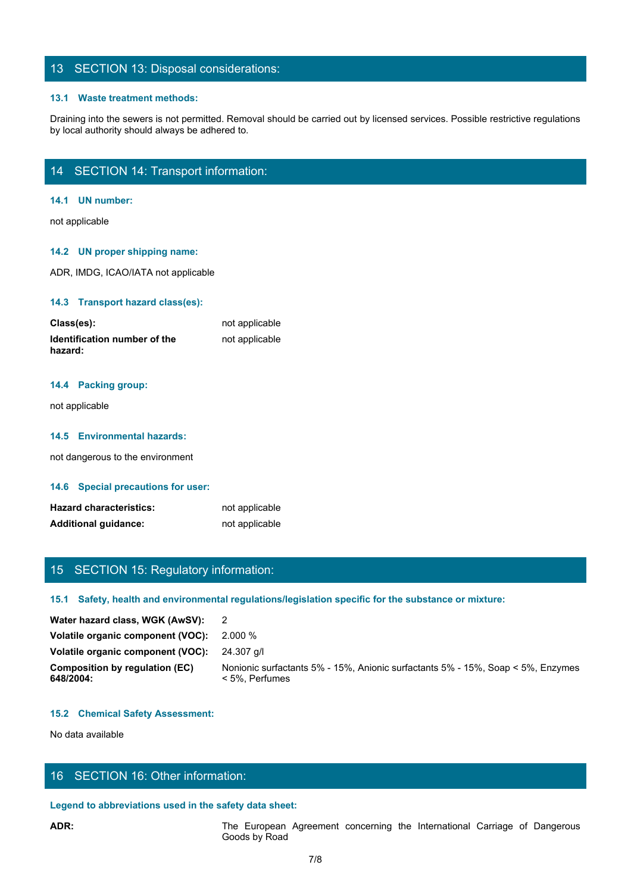## 13 SECTION 13: Disposal considerations:

### 13.1 Waste treatment methods:

Draining into the sewers is not permitted. Removal should be carried out by licensed services. Possible restrictive regulations by local authority should always be adhered to.

## 14 SECTION 14: Transport information:

### 14.1 UN number:

not applicable

### 14.2 UN proper shipping name:

ADR, IMDG, ICAO/IATA not applicable

### 14.3 Transport hazard class(es):

| | |
|---|---|
| **Class(es):** | not applicable |
| **Identification number of the hazard:** | not applicable |

### 14.4 Packing group:

not applicable

### 14.5 Environmental hazards:

not dangerous to the environment

### 14.6 Special precautions for user:

| | |
|---|---|
| **Hazard characteristics:** | not applicable |
| **Additional guidance:** | not applicable |

## 15 SECTION 15: Regulatory information:

### 15.1 Safety, health and environmental regulations/legislation specific for the substance or mixture:

| | |
|---|---|
| **Water hazard class, WGK (AwSV):** | 2 |
| **Volatile organic component (VOC):** | 2.000 % |
| **Volatile organic component (VOC):** | 24.307 g/l |
| **Composition by regulation (EC) 648/2004:** | Nonionic surfactants 5% - 15%, Anionic surfactants 5% - 15%, Soap < 5%, Enzymes < 5%, Perfumes |

### 15.2 Chemical Safety Assessment:

No data available

## 16 SECTION 16: Other information:

### Legend to abbreviations used in the safety data sheet:

| | |
|---|---|
| **ADR:** | The European Agreement concerning the International Carriage of Dangerous Goods by Road |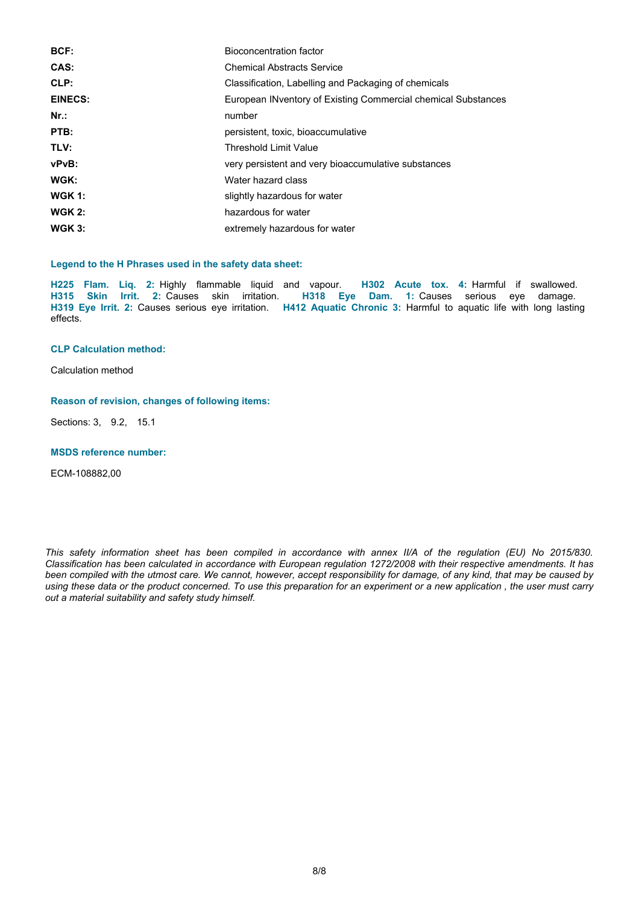| | |
|---|---|
| **BCF:** | Bioconcentration factor |
| **CAS:** | Chemical Abstracts Service |
| **CLP:** | Classification, Labelling and Packaging of chemicals |
| **EINECS:** | European INventory of Existing Commercial chemical Substances |
| **Nr.:** | number |
| **PTB:** | persistent, toxic, bioaccumulative |
| **TLV:** | Threshold Limit Value |
| **vPvB:** | very persistent and very bioaccumulative substances |
| **WGK:** | Water hazard class |
| **WGK 1:** | slightly hazardous for water |
| **WGK 2:** | hazardous for water |
| **WGK 3:** | extremely hazardous for water |

### Legend to the H Phrases used in the safety data sheet:

**H225 Flam. Liq. 2:** Highly flammable liquid and vapour. **H302 Acute tox. 4:** Harmful if swallowed. **H315 Skin Irrit. 2:** Causes skin irritation. **H318 Eye Dam. 1:** Causes serious eye damage. **H319 Eye Irrit. 2:** Causes serious eye irritation. **H412 Aquatic Chronic 3:** Harmful to aquatic life with long lasting effects.

### CLP Calculation method:

Calculation method

### Reason of revision, changes of following items:

Sections: 3, 9.2, 15.1

### MSDS reference number:

ECM-108882,00

*This safety information sheet has been compiled in accordance with annex II/A of the regulation (EU) No 2015/830. Classification has been calculated in accordance with European regulation 1272/2008 with their respective amendments. It has been compiled with the utmost care. We cannot, however, accept responsibility for damage, of any kind, that may be caused by using these data or the product concerned. To use this preparation for an experiment or a new application , the user must carry out a material suitability and safety study himself.*